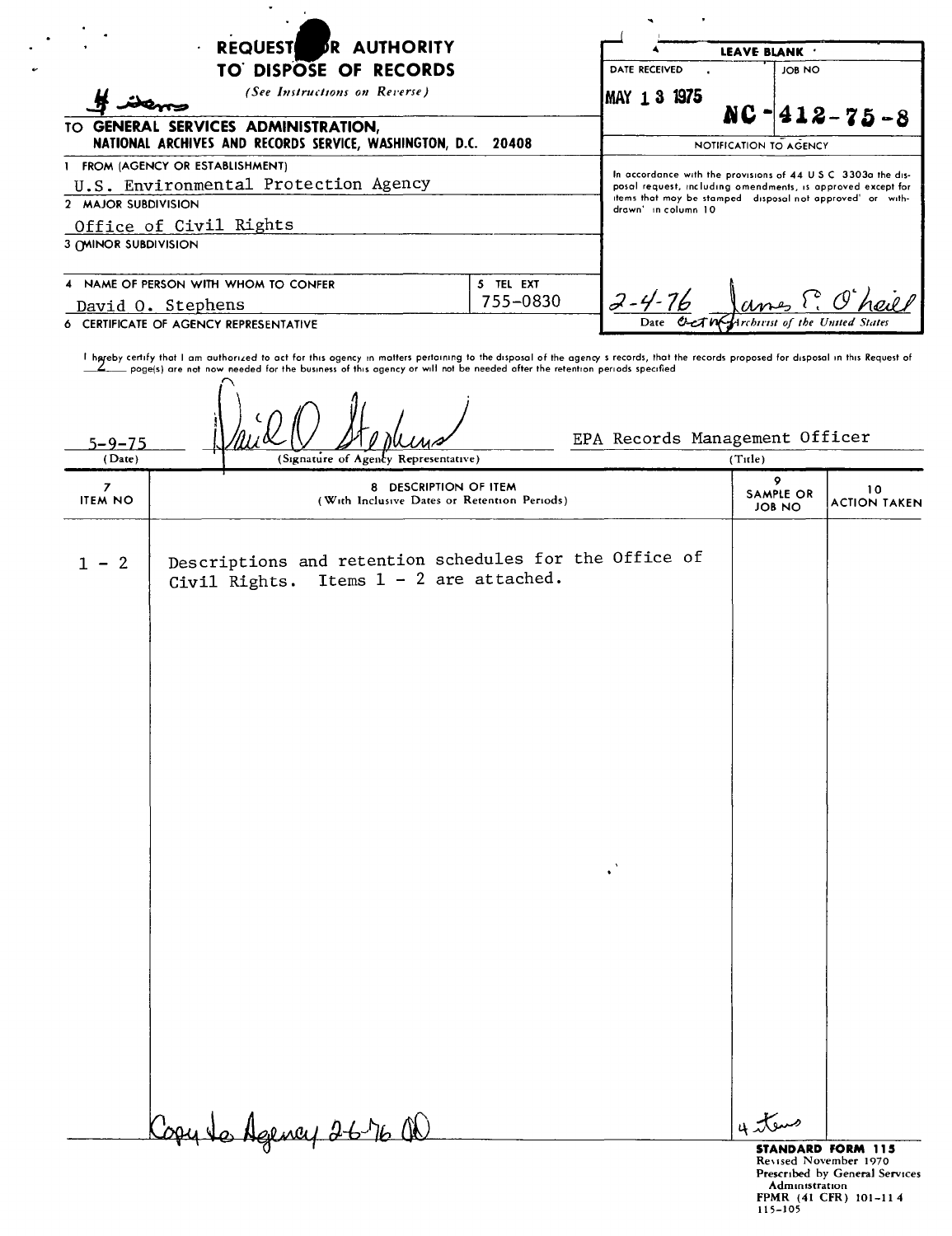# REQUEST FOR AUTHORITY TO DISPOSE OF RECORDS

*(See Instructions on Reverse)*

4 items

TO GENERAL SERVICES ADMINISTRATION,
NATIONAL ARCHIVES AND RECORDS SERVICE, WASHINGTON, D.C. 20408

| LEAVE BLANK | |
|---|---|
| DATE RECEIVED | JOB NO |
| MAY 13 1975 | NC-412-75-8 |

NOTIFICATION TO AGENCY

In accordance with the provisions of 44 U.S.C. 3303a the disposal request, including amendments, is approved except for items that may be stamped "disposal not approved" or "withdrawn" in column 10

2-4-76 — James E. O'Neill
Date — Acting Archivist of the United States

1 FROM (AGENCY OR ESTABLISHMENT)
U.S. Environmental Protection Agency

2 MAJOR SUBDIVISION
Office of Civil Rights

3 MINOR SUBDIVISION

| 4 NAME OF PERSON WITH WHOM TO CONFER | 5 TEL EXT |
|---|---|
| David O. Stephens | 755-0830 |

6 CERTIFICATE OF AGENCY REPRESENTATIVE

I hereby certify that I am authorized to act for this agency in matters pertaining to the disposal of the agency's records, that the records proposed for disposal in this Request of 2 page(s) are not now needed for the business of this agency or will not be needed after the retention periods specified

| 5-9-75 | David O. Stephens | EPA Records Management Officer |
|---|---|---|
| (Date) | (Signature of Agency Representative) | (Title) |

| 7 ITEM NO | 8 DESCRIPTION OF ITEM (With Inclusive Dates or Retention Periods) | 9 SAMPLE OR JOB NO | 10 ACTION TAKEN |
|---|---|---|---|
| 1 - 2 | Descriptions and retention schedules for the Office of Civil Rights. Items 1 - 2 are attached. | | |

Copy to Agency 2-6-76 OD

4 items

STANDARD FORM 115
Revised November 1970
Prescribed by General Services Administration
FPMR (41 CFR) 101-11.4
115-105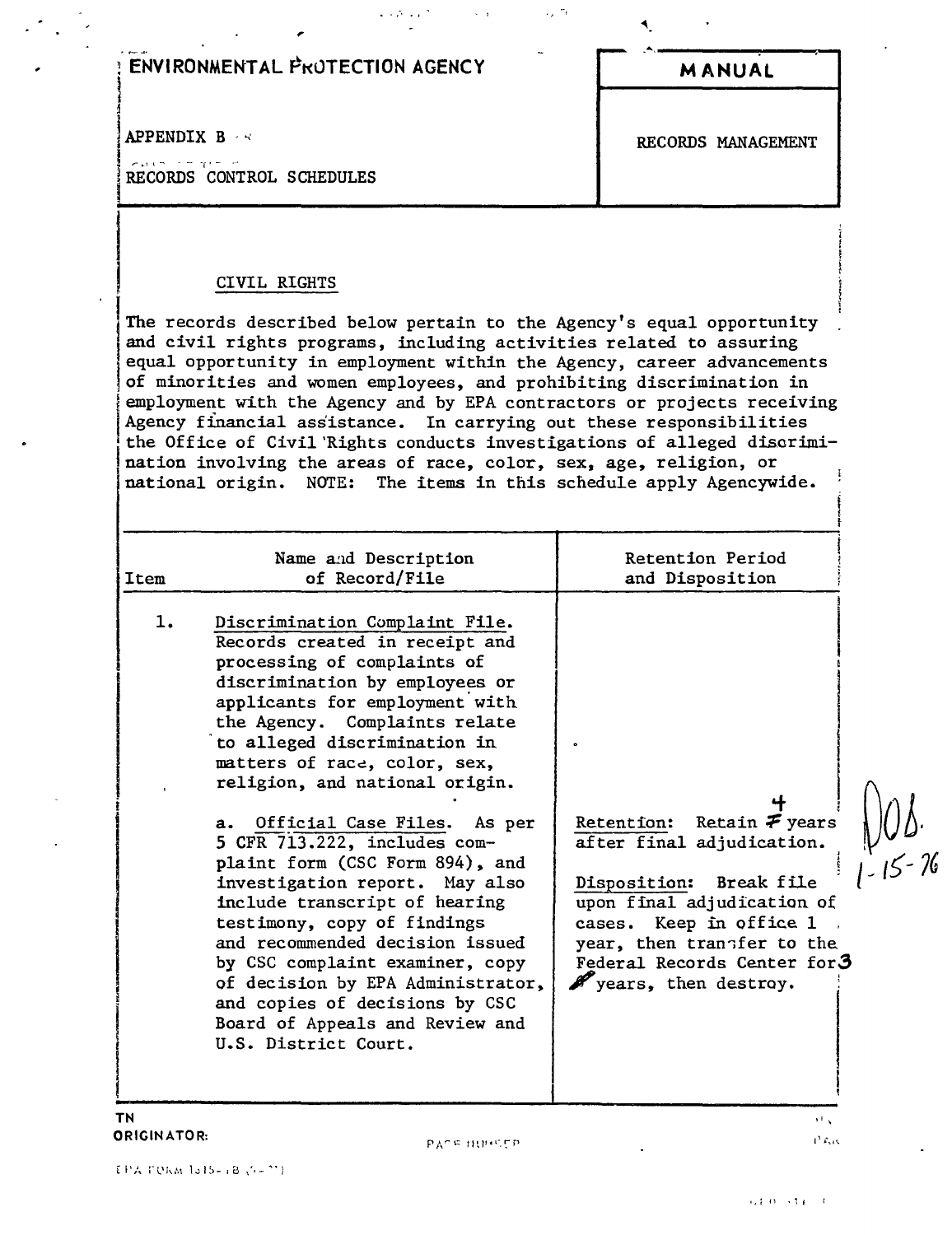ENVIRONMENTAL PROTECTION AGENCY

**MANUAL**

APPENDIX B

RECORDS CONTROL SCHEDULES

RECORDS MANAGEMENT

## CIVIL RIGHTS

The records described below pertain to the Agency's equal opportunity and civil rights programs, including activities related to assuring equal opportunity in employment within the Agency, career advancements of minorities and women employees, and prohibiting discrimination in employment with the Agency and by EPA contractors or projects receiving Agency financial assistance. In carrying out these responsibilities the Office of Civil Rights conducts investigations of alleged discrimination involving the areas of race, color, sex, age, religion, or national origin. NOTE: The items in this schedule apply Agencywide.

| Item | Name and Description of Record/File | Retention Period and Disposition |
|---|---|---|
| 1. | Discrimination Complaint File. Records created in receipt and processing of complaints of discrimination by employees or applicants for employment with the Agency. Complaints relate to alleged discrimination in matters of race, color, sex, religion, and national origin. | |
| | a. Official Case Files. As per 5 CFR 713.222, includes complaint form (CSC Form 894), and investigation report. May also include transcript of hearing testimony, copy of findings and recommended decision issued by CSC complaint examiner, copy of decision by EPA Administrator, and copies of decisions by CSC Board of Appeals and Review and U.S. District Court. | Retention: Retain 4 years after final adjudication.<br><br>Disposition: Break file upon final adjudication of cases. Keep in office 1 year, then transfer to the Federal Records Center for 3 years, then destroy. |

DOB. 1-15-76

TN

ORIGINATOR: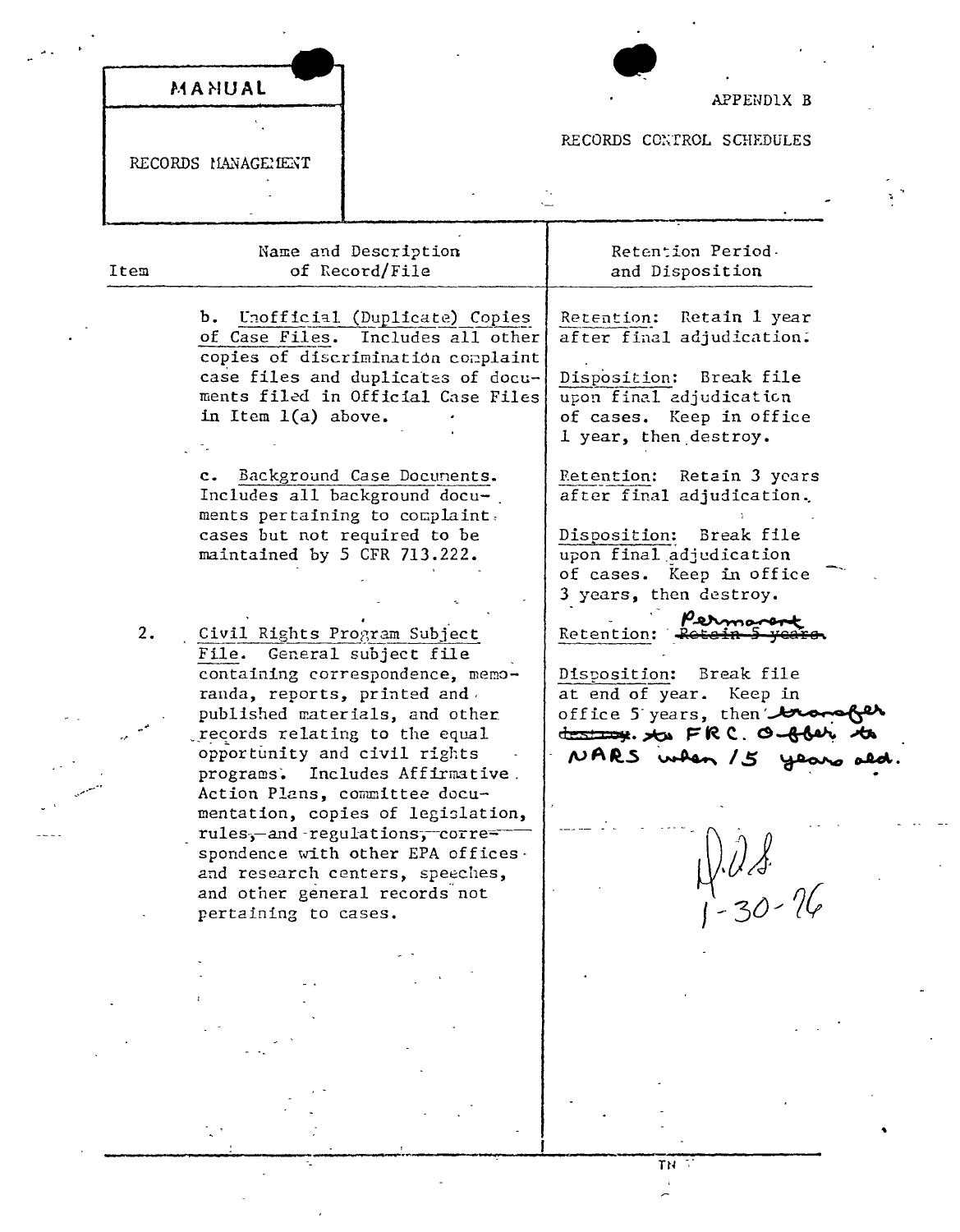MANUAL

RECORDS MANAGEMENT

APPENDIX B

RECORDS CONTROL SCHEDULES

| Item | Name and Description of Record/File | Retention Period and Disposition |
|---|---|---|
| | b. Unofficial (Duplicate) Copies of Case Files. Includes all other copies of discrimination complaint case files and duplicates of documents filed in Official Case Files in Item 1(a) above. | Retention: Retain 1 year after final adjudication.<br><br>Disposition: Break file upon final adjudication of cases. Keep in office 1 year, then destroy. |
| | c. Background Case Documents. Includes all background documents pertaining to complaint cases but not required to be maintained by 5 CFR 713.222. | Retention: Retain 3 years after final adjudication.<br><br>Disposition: Break file upon final adjudication of cases. Keep in office 3 years, then destroy. |
| 2. | Civil Rights Program Subject File. General subject file containing correspondence, memoranda, reports, printed and published materials, and other records relating to the equal opportunity and civil rights programs. Includes Affirmative Action Plans, committee documentation, copies of legislation, rules, and regulations, correspondence with other EPA offices and research centers, speeches, and other general records not pertaining to cases. | Retention: ~~Retain 5 years.~~ Permanent<br><br>Disposition: Break file at end of year. Keep in office 5 years, then ~~destroy.~~ transfer to FRC. Offer to NARS when 15 years old.<br><br>D.D.S.<br>1-30-76 |